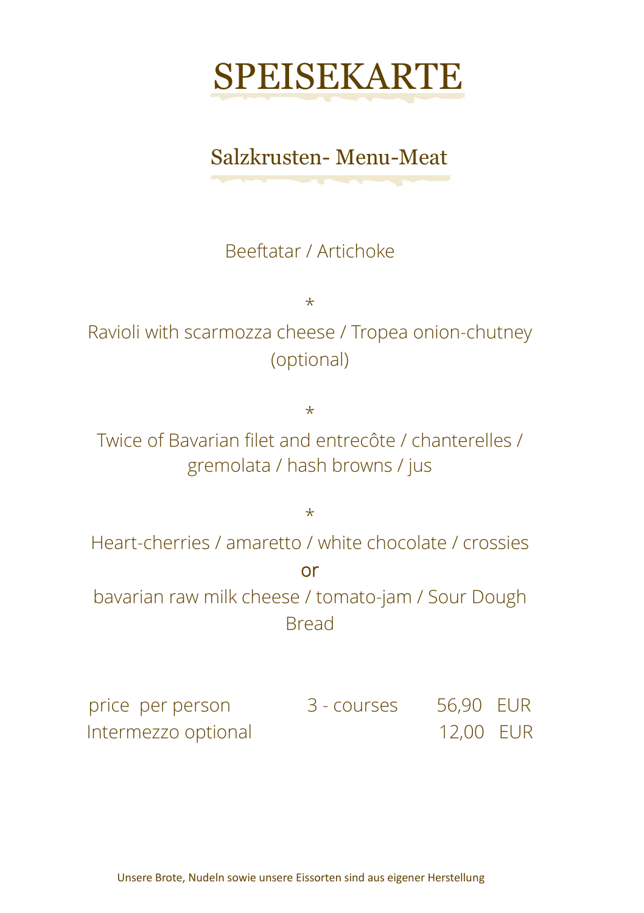# SPEISEKARTE

## Salzkrusten- Menu-Meat

Beeftatar / Artichoke

*

Ravioli with scarmozza cheese / Tropea onion-chutney (optional)

*

Twice of Bavarian filet and entrecôte / chanterelles / gremolata / hash browns / jus

*

Heart-cherries / amaretto / white chocolate / crossies

or

bavarian raw milk cheese / tomato-jam / Sour Dough Bread

| | | |
|---|---|---|
| price per person | 3 - courses | 56,90 EUR |
| Intermezzo optional | | 12,00 EUR |

Unsere Brote, Nudeln sowie unsere Eissorten sind aus eigener Herstellung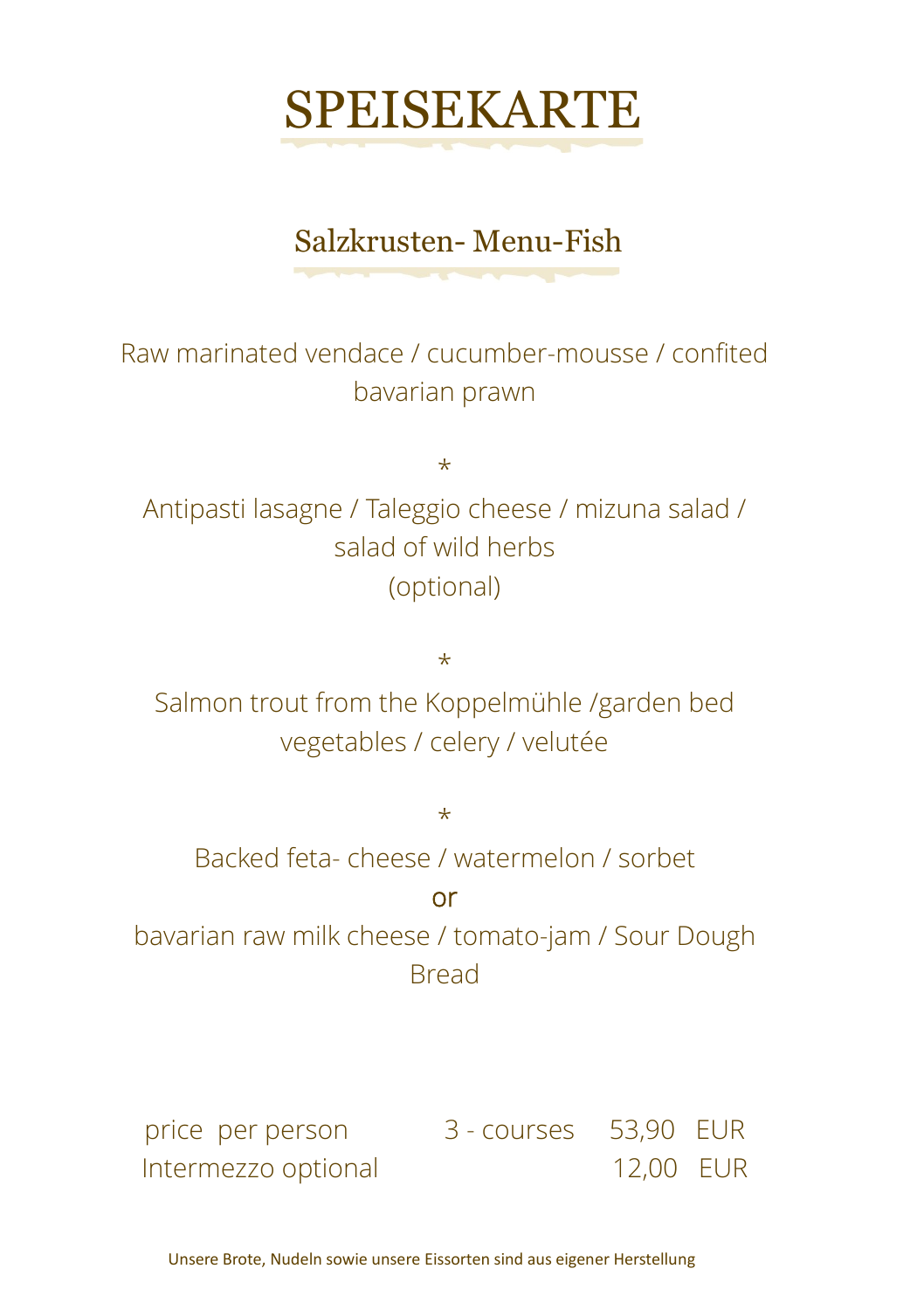# SPEISEKARTE

## Salzkrusten- Menu-Fish

Raw marinated vendace / cucumber-mousse / confited bavarian prawn

*

Antipasti lasagne / Taleggio cheese / mizuna salad / salad of wild herbs
(optional)

*

Salmon trout from the Koppelmühle /garden bed vegetables / celery / velutée

*

Backed feta- cheese / watermelon / sorbet

or

bavarian raw milk cheese / tomato-jam / Sour Dough Bread

| | | | |
|---|---|---|---|
| price per person | 3 - courses | 53,90 | EUR |
| Intermezzo optional | | 12,00 | EUR |

Unsere Brote, Nudeln sowie unsere Eissorten sind aus eigener Herstellung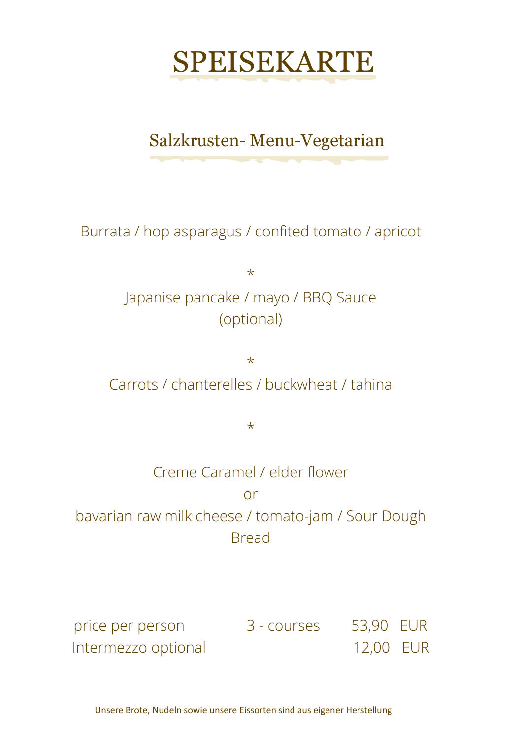# SPEISEKARTE

## Salzkrusten- Menu-Vegetarian

Burrata / hop asparagus / confited tomato / apricot

*

Japanise pancake / mayo / BBQ Sauce
(optional)

*

Carrots / chanterelles / buckwheat / tahina

*

Creme Caramel / elder flower
or
bavarian raw milk cheese / tomato-jam / Sour Dough Bread

| | | |
|---|---|---|
| price per person | 3 - courses | 53,90 EUR |
| Intermezzo optional | | 12,00 EUR |

Unsere Brote, Nudeln sowie unsere Eissorten sind aus eigener Herstellung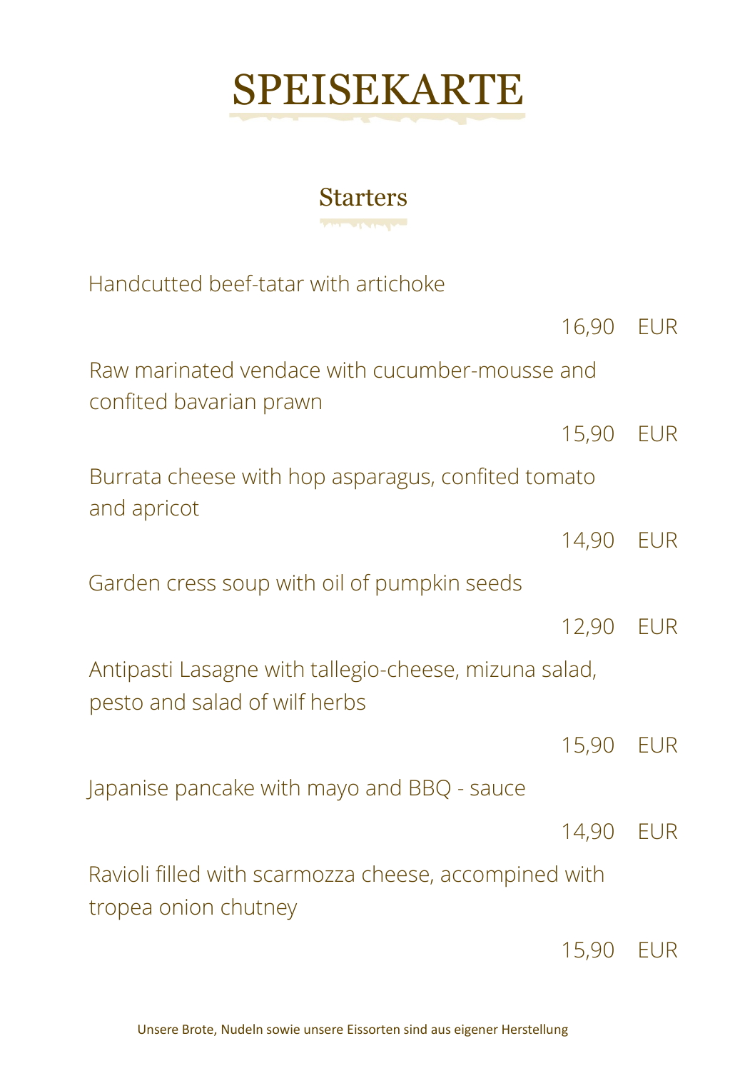# SPEISEKARTE

## Starters

Handcutted beef-tatar with artichoke

16,90 EUR

Raw marinated vendace with cucumber-mousse and confited bavarian prawn

15,90 EUR

Burrata cheese with hop asparagus, confited tomato and apricot

14,90 EUR

Garden cress soup with oil of pumpkin seeds

12,90 EUR

Antipasti Lasagne with tallegio-cheese, mizuna salad, pesto and salad of wilf herbs

15,90 EUR

Japanise pancake with mayo and BBQ - sauce

14,90 EUR

Ravioli filled with scarmozza cheese, accompined with tropea onion chutney

15,90 EUR

Unsere Brote, Nudeln sowie unsere Eissorten sind aus eigener Herstellung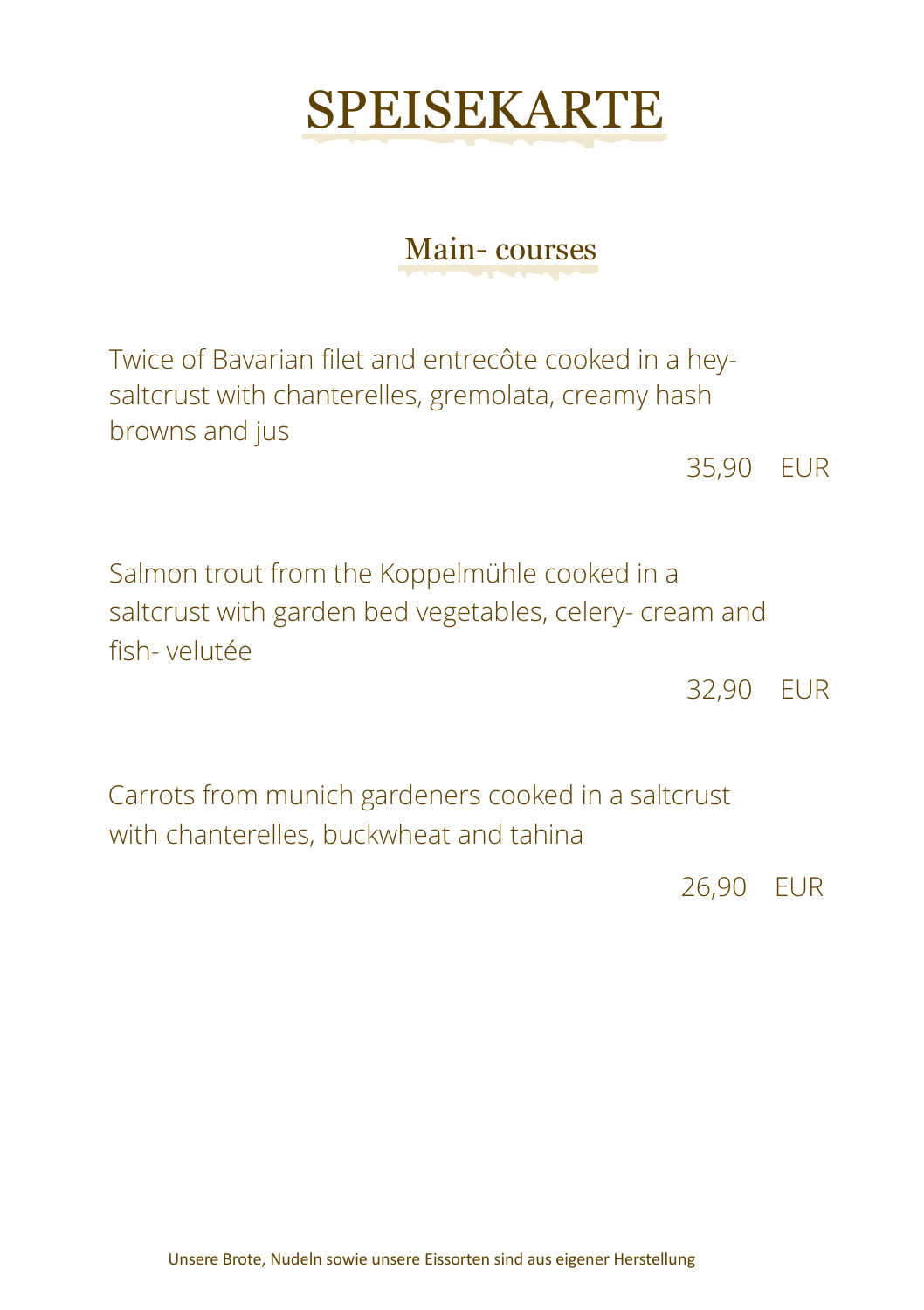# SPEISEKARTE

## Main- courses

Twice of Bavarian filet and entrecôte cooked in a hey-saltcrust with chanterelles, gremolata, creamy hash browns and jus

35,90 EUR

Salmon trout from the Koppelmühle cooked in a saltcrust with garden bed vegetables, celery- cream and fish- velutée

32,90 EUR

Carrots from munich gardeners cooked in a saltcrust with chanterelles, buckwheat and tahina

26,90 EUR

Unsere Brote, Nudeln sowie unsere Eissorten sind aus eigener Herstellung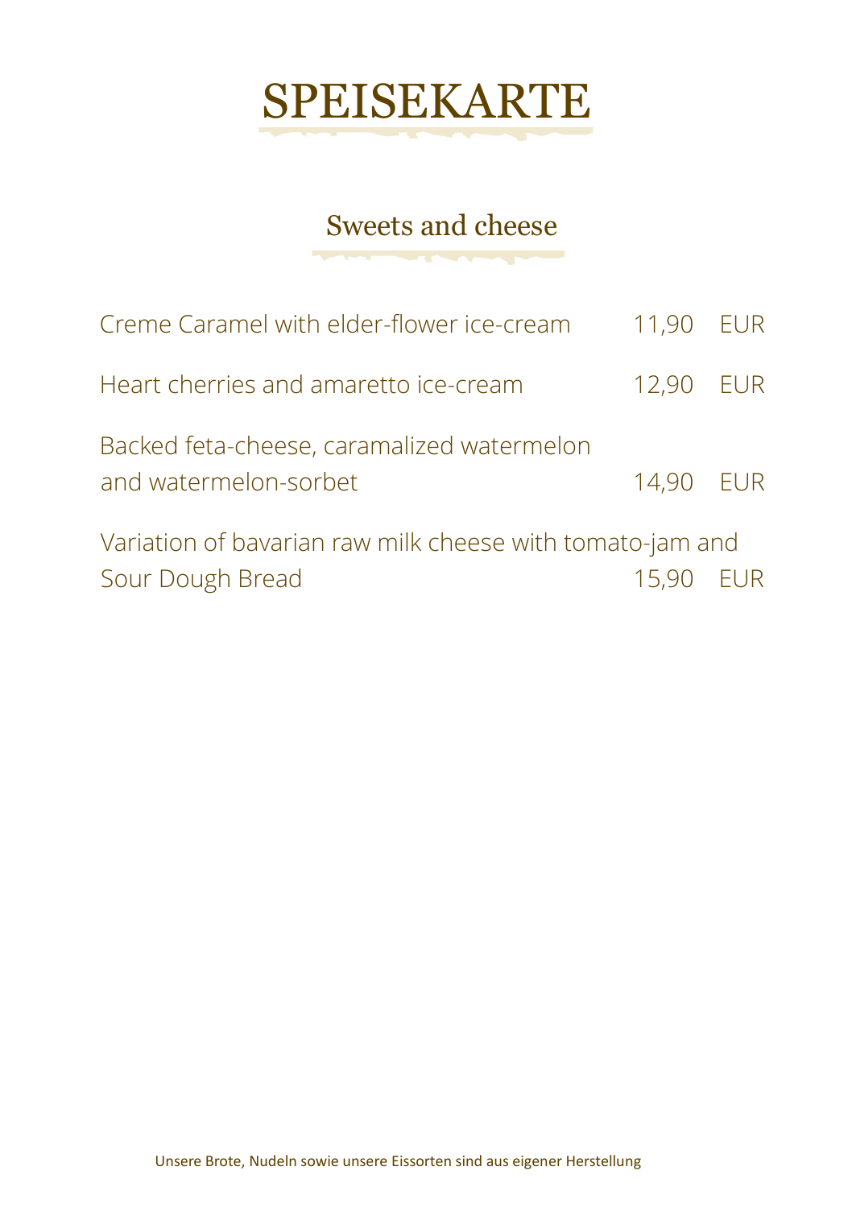# SPEISEKARTE

## Sweets and cheese

| | |
|---|---|
| Creme Caramel with elder-flower ice-cream | 11,90 EUR |
| Heart cherries and amaretto ice-cream | 12,90 EUR |
| Backed feta-cheese, caramalized watermelon and watermelon-sorbet | 14,90 EUR |
| Variation of bavarian raw milk cheese with tomato-jam and Sour Dough Bread | 15,90 EUR |

Unsere Brote, Nudeln sowie unsere Eissorten sind aus eigener Herstellung